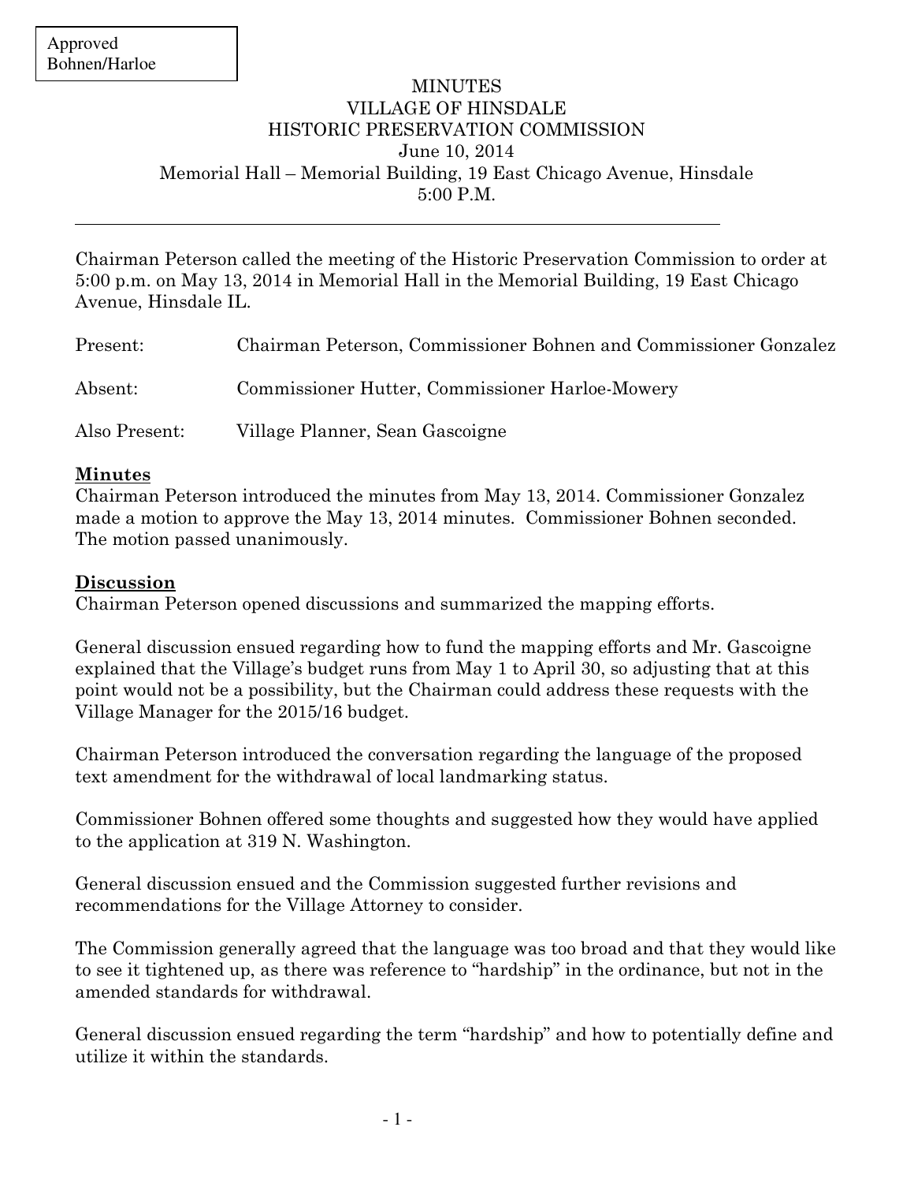Approved
Bohnen/Harloe

# MINUTES
## VILLAGE OF HINSDALE
## HISTORIC PRESERVATION COMMISSION
June 10, 2014
Memorial Hall – Memorial Building, 19 East Chicago Avenue, Hinsdale
5:00 P.M.

---

Chairman Peterson called the meeting of the Historic Preservation Commission to order at 5:00 p.m. on May 13, 2014 in Memorial Hall in the Memorial Building, 19 East Chicago Avenue, Hinsdale IL.

Present: Chairman Peterson, Commissioner Bohnen and Commissioner Gonzalez

Absent: Commissioner Hutter, Commissioner Harloe-Mowery

Also Present: Village Planner, Sean Gascoigne

**Minutes**

Chairman Peterson introduced the minutes from May 13, 2014. Commissioner Gonzalez made a motion to approve the May 13, 2014 minutes. Commissioner Bohnen seconded. The motion passed unanimously.

**Discussion**

Chairman Peterson opened discussions and summarized the mapping efforts.

General discussion ensued regarding how to fund the mapping efforts and Mr. Gascoigne explained that the Village's budget runs from May 1 to April 30, so adjusting that at this point would not be a possibility, but the Chairman could address these requests with the Village Manager for the 2015/16 budget.

Chairman Peterson introduced the conversation regarding the language of the proposed text amendment for the withdrawal of local landmarking status.

Commissioner Bohnen offered some thoughts and suggested how they would have applied to the application at 319 N. Washington.

General discussion ensued and the Commission suggested further revisions and recommendations for the Village Attorney to consider.

The Commission generally agreed that the language was too broad and that they would like to see it tightened up, as there was reference to "hardship" in the ordinance, but not in the amended standards for withdrawal.

General discussion ensued regarding the term "hardship" and how to potentially define and utilize it within the standards.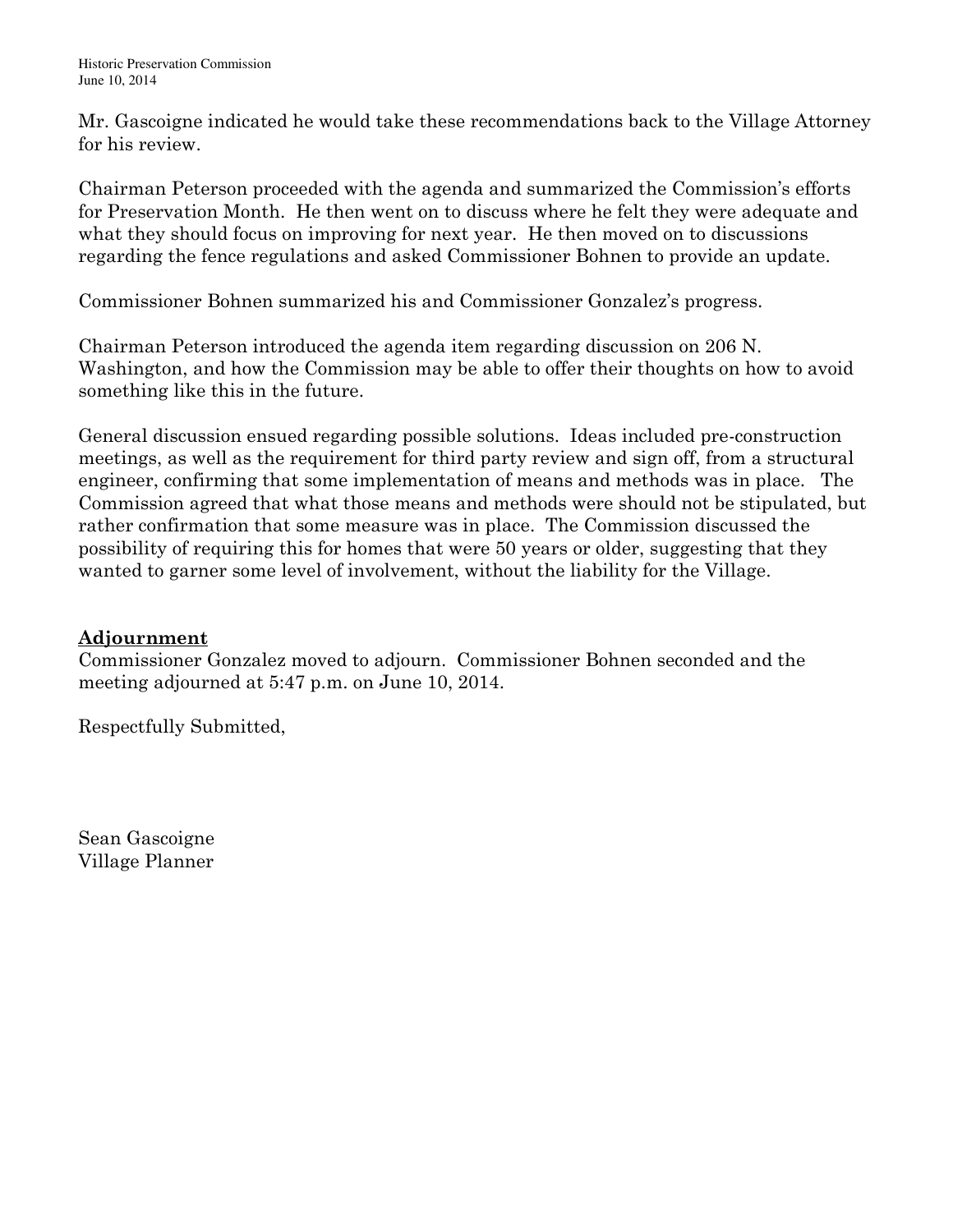Mr. Gascoigne indicated he would take these recommendations back to the Village Attorney for his review.

Chairman Peterson proceeded with the agenda and summarized the Commission's efforts for Preservation Month. He then went on to discuss where he felt they were adequate and what they should focus on improving for next year. He then moved on to discussions regarding the fence regulations and asked Commissioner Bohnen to provide an update.

Commissioner Bohnen summarized his and Commissioner Gonzalez's progress.

Chairman Peterson introduced the agenda item regarding discussion on 206 N. Washington, and how the Commission may be able to offer their thoughts on how to avoid something like this in the future.

General discussion ensued regarding possible solutions. Ideas included pre-construction meetings, as well as the requirement for third party review and sign off, from a structural engineer, confirming that some implementation of means and methods was in place. The Commission agreed that what those means and methods were should not be stipulated, but rather confirmation that some measure was in place. The Commission discussed the possibility of requiring this for homes that were 50 years or older, suggesting that they wanted to garner some level of involvement, without the liability for the Village.

## Adjournment

Commissioner Gonzalez moved to adjourn. Commissioner Bohnen seconded and the meeting adjourned at 5:47 p.m. on June 10, 2014.

Respectfully Submitted,

Sean Gascoigne
Village Planner